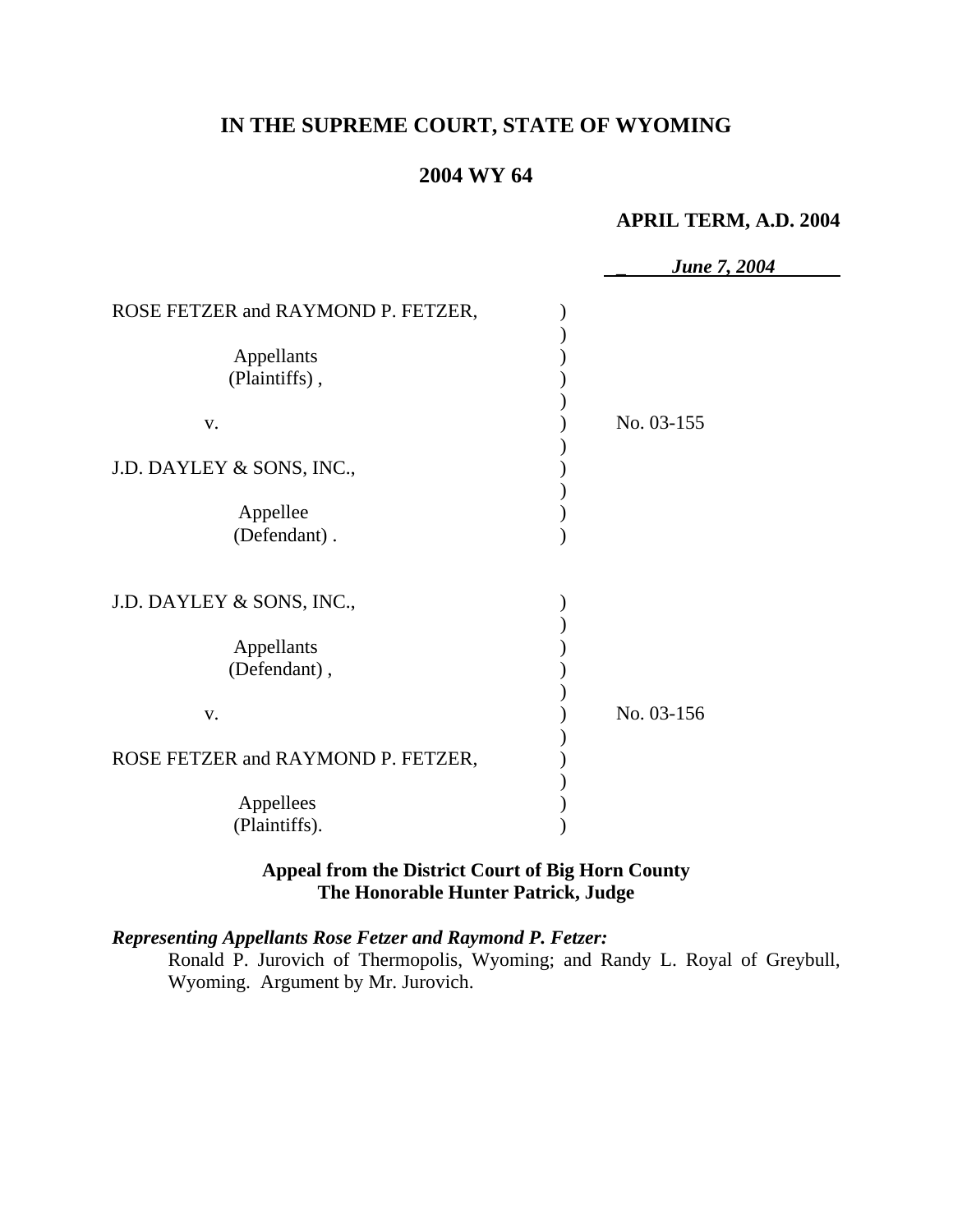# IN THE SUPREME COURT, STATE OF WYOMING

## 2004 WY 64

**APRIL TERM, A.D. 2004**

***June 7, 2004***

| | | |
|---|---|---|
| ROSE FETZER and RAYMOND P. FETZER,<br><br>Appellants<br>(Plaintiffs) ,<br><br>v.<br><br>J.D. DAYLEY & SONS, INC.,<br><br>Appellee<br>(Defendant) . | ) | No. 03-155 |
| J.D. DAYLEY & SONS, INC.,<br><br>Appellants<br>(Defendant) ,<br><br>v.<br><br>ROSE FETZER and RAYMOND P. FETZER,<br><br>Appellees<br>(Plaintiffs). | ) | No. 03-156 |

**Appeal from the District Court of Big Horn County**
**The Honorable Hunter Patrick, Judge**

***Representing Appellants Rose Fetzer and Raymond P. Fetzer:***
Ronald P. Jurovich of Thermopolis, Wyoming; and Randy L. Royal of Greybull, Wyoming. Argument by Mr. Jurovich.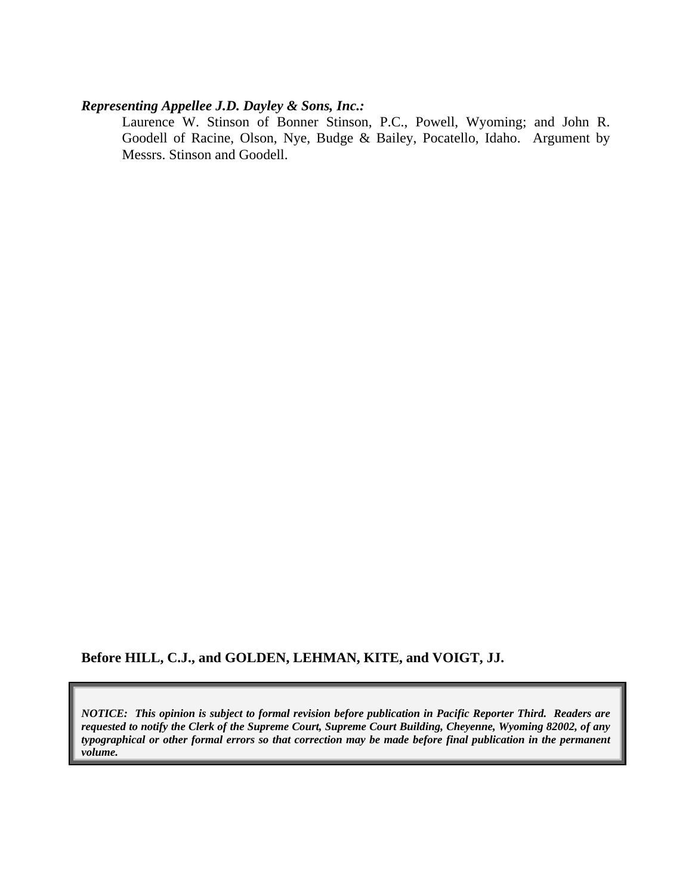***Representing Appellee J.D. Dayley & Sons, Inc.:***

Laurence W. Stinson of Bonner Stinson, P.C., Powell, Wyoming; and John R. Goodell of Racine, Olson, Nye, Budge & Bailey, Pocatello, Idaho. Argument by Messrs. Stinson and Goodell.

**Before HILL, C.J., and GOLDEN, LEHMAN, KITE, and VOIGT, JJ.**

***NOTICE: This opinion is subject to formal revision before publication in Pacific Reporter Third. Readers are requested to notify the Clerk of the Supreme Court, Supreme Court Building, Cheyenne, Wyoming 82002, of any typographical or other formal errors so that correction may be made before final publication in the permanent volume.***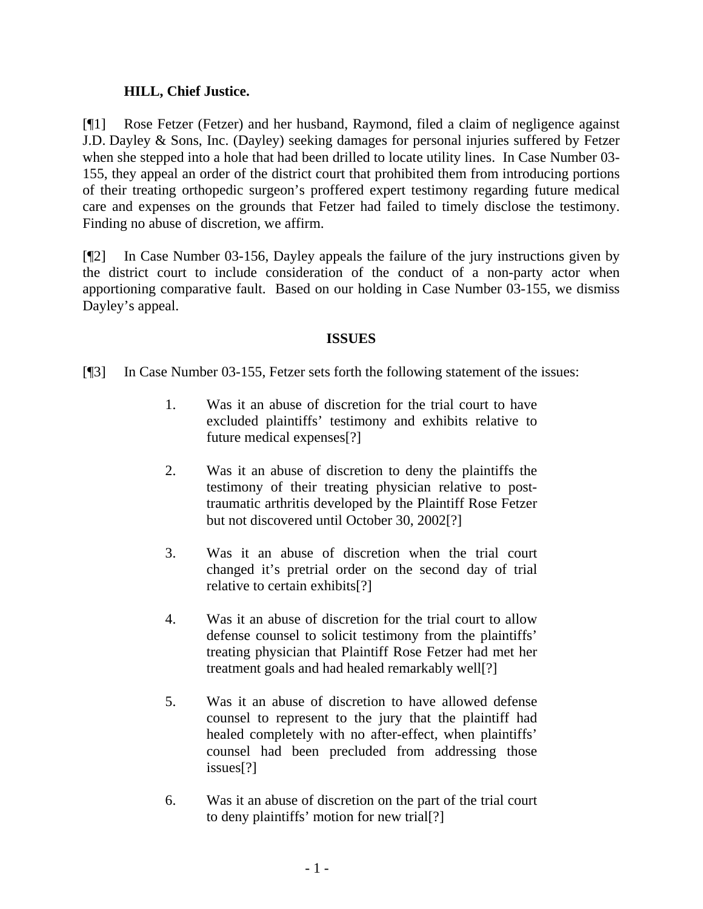**HILL, Chief Justice.**

[¶1] Rose Fetzer (Fetzer) and her husband, Raymond, filed a claim of negligence against J.D. Dayley & Sons, Inc. (Dayley) seeking damages for personal injuries suffered by Fetzer when she stepped into a hole that had been drilled to locate utility lines. In Case Number 03-155, they appeal an order of the district court that prohibited them from introducing portions of their treating orthopedic surgeon's proffered expert testimony regarding future medical care and expenses on the grounds that Fetzer had failed to timely disclose the testimony. Finding no abuse of discretion, we affirm.

[¶2] In Case Number 03-156, Dayley appeals the failure of the jury instructions given by the district court to include consideration of the conduct of a non-party actor when apportioning comparative fault. Based on our holding in Case Number 03-155, we dismiss Dayley's appeal.

## ISSUES

[¶3] In Case Number 03-155, Fetzer sets forth the following statement of the issues:

> 1. Was it an abuse of discretion for the trial court to have excluded plaintiffs' testimony and exhibits relative to future medical expenses[?]
>
> 2. Was it an abuse of discretion to deny the plaintiffs the testimony of their treating physician relative to post-traumatic arthritis developed by the Plaintiff Rose Fetzer but not discovered until October 30, 2002[?]
>
> 3. Was it an abuse of discretion when the trial court changed it's pretrial order on the second day of trial relative to certain exhibits[?]
>
> 4. Was it an abuse of discretion for the trial court to allow defense counsel to solicit testimony from the plaintiffs' treating physician that Plaintiff Rose Fetzer had met her treatment goals and had healed remarkably well[?]
>
> 5. Was it an abuse of discretion to have allowed defense counsel to represent to the jury that the plaintiff had healed completely with no after-effect, when plaintiffs' counsel had been precluded from addressing those issues[?]
>
> 6. Was it an abuse of discretion on the part of the trial court to deny plaintiffs' motion for new trial[?]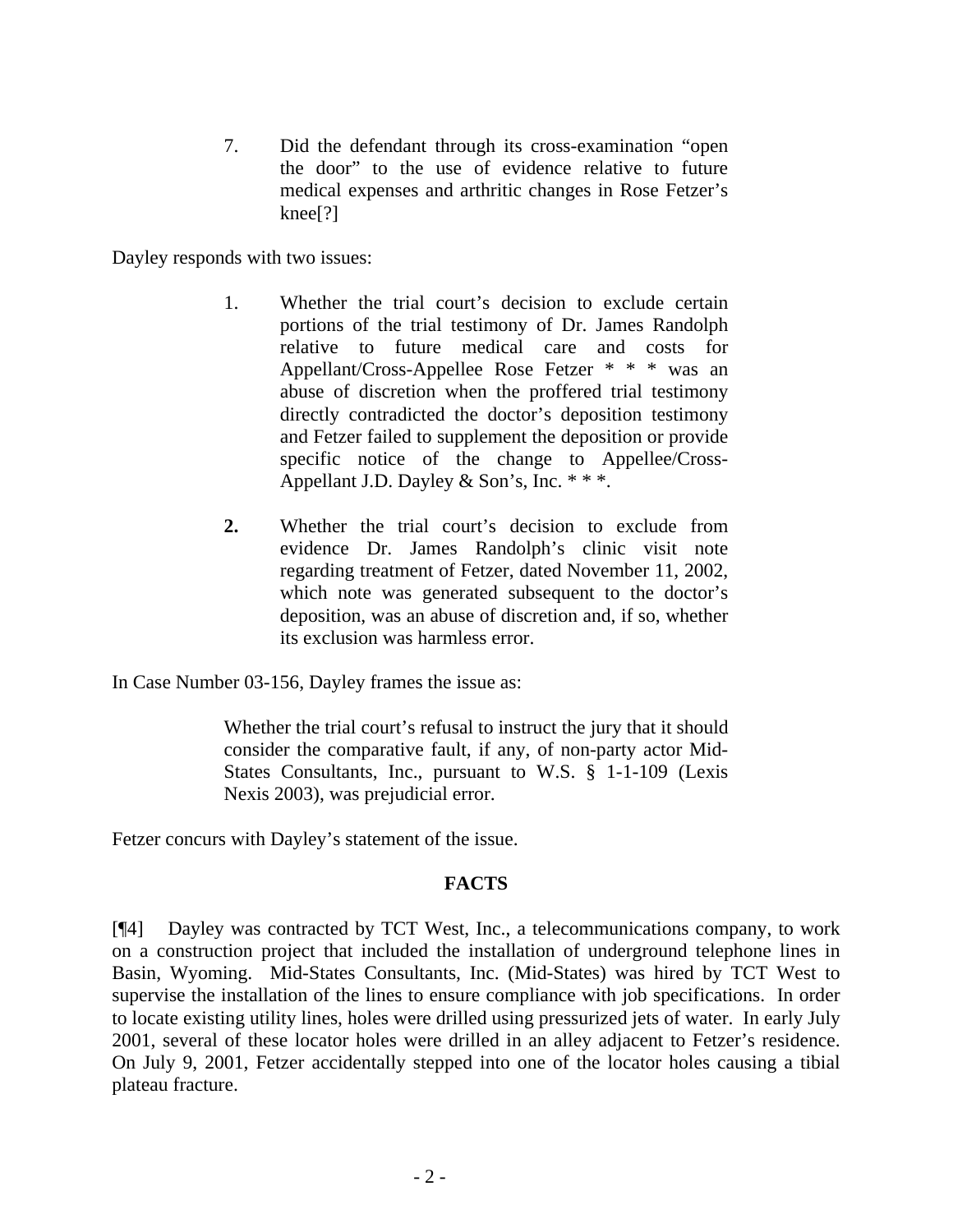> 7. Did the defendant through its cross-examination "open the door" to the use of evidence relative to future medical expenses and arthritic changes in Rose Fetzer's knee[?]

Dayley responds with two issues:

> 1. Whether the trial court's decision to exclude certain portions of the trial testimony of Dr. James Randolph relative to future medical care and costs for Appellant/Cross-Appellee Rose Fetzer * * * was an abuse of discretion when the proffered trial testimony directly contradicted the doctor's deposition testimony and Fetzer failed to supplement the deposition or provide specific notice of the change to Appellee/Cross-Appellant J.D. Dayley & Son's, Inc. * * *.
>
> **2.** Whether the trial court's decision to exclude from evidence Dr. James Randolph's clinic visit note regarding treatment of Fetzer, dated November 11, 2002, which note was generated subsequent to the doctor's deposition, was an abuse of discretion and, if so, whether its exclusion was harmless error.

In Case Number 03-156, Dayley frames the issue as:

> Whether the trial court's refusal to instruct the jury that it should consider the comparative fault, if any, of non-party actor Mid-States Consultants, Inc., pursuant to W.S. § 1-1-109 (Lexis Nexis 2003), was prejudicial error.

Fetzer concurs with Dayley's statement of the issue.

## FACTS

[¶4] Dayley was contracted by TCT West, Inc., a telecommunications company, to work on a construction project that included the installation of underground telephone lines in Basin, Wyoming. Mid-States Consultants, Inc. (Mid-States) was hired by TCT West to supervise the installation of the lines to ensure compliance with job specifications. In order to locate existing utility lines, holes were drilled using pressurized jets of water. In early July 2001, several of these locator holes were drilled in an alley adjacent to Fetzer's residence. On July 9, 2001, Fetzer accidentally stepped into one of the locator holes causing a tibial plateau fracture.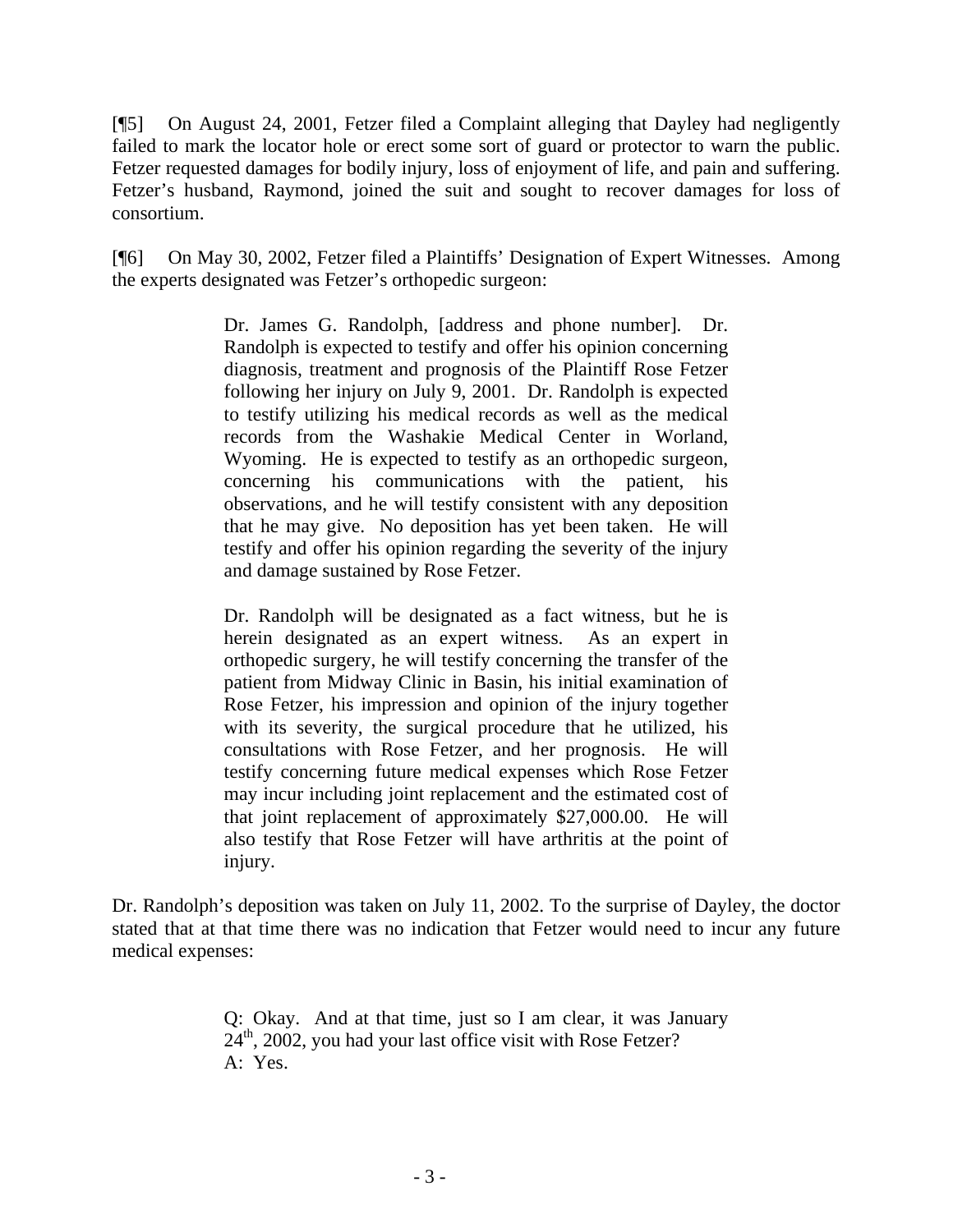[¶5] On August 24, 2001, Fetzer filed a Complaint alleging that Dayley had negligently failed to mark the locator hole or erect some sort of guard or protector to warn the public. Fetzer requested damages for bodily injury, loss of enjoyment of life, and pain and suffering. Fetzer's husband, Raymond, joined the suit and sought to recover damages for loss of consortium.

[¶6] On May 30, 2002, Fetzer filed a Plaintiffs' Designation of Expert Witnesses. Among the experts designated was Fetzer's orthopedic surgeon:

> Dr. James G. Randolph, [address and phone number]. Dr. Randolph is expected to testify and offer his opinion concerning diagnosis, treatment and prognosis of the Plaintiff Rose Fetzer following her injury on July 9, 2001. Dr. Randolph is expected to testify utilizing his medical records as well as the medical records from the Washakie Medical Center in Worland, Wyoming. He is expected to testify as an orthopedic surgeon, concerning his communications with the patient, his observations, and he will testify consistent with any deposition that he may give. No deposition has yet been taken. He will testify and offer his opinion regarding the severity of the injury and damage sustained by Rose Fetzer.
>
> Dr. Randolph will be designated as a fact witness, but he is herein designated as an expert witness. As an expert in orthopedic surgery, he will testify concerning the transfer of the patient from Midway Clinic in Basin, his initial examination of Rose Fetzer, his impression and opinion of the injury together with its severity, the surgical procedure that he utilized, his consultations with Rose Fetzer, and her prognosis. He will testify concerning future medical expenses which Rose Fetzer may incur including joint replacement and the estimated cost of that joint replacement of approximately $27,000.00. He will also testify that Rose Fetzer will have arthritis at the point of injury.

Dr. Randolph's deposition was taken on July 11, 2002. To the surprise of Dayley, the doctor stated that at that time there was no indication that Fetzer would need to incur any future medical expenses:

> Q: Okay. And at that time, just so I am clear, it was January 24th, 2002, you had your last office visit with Rose Fetzer?
> A: Yes.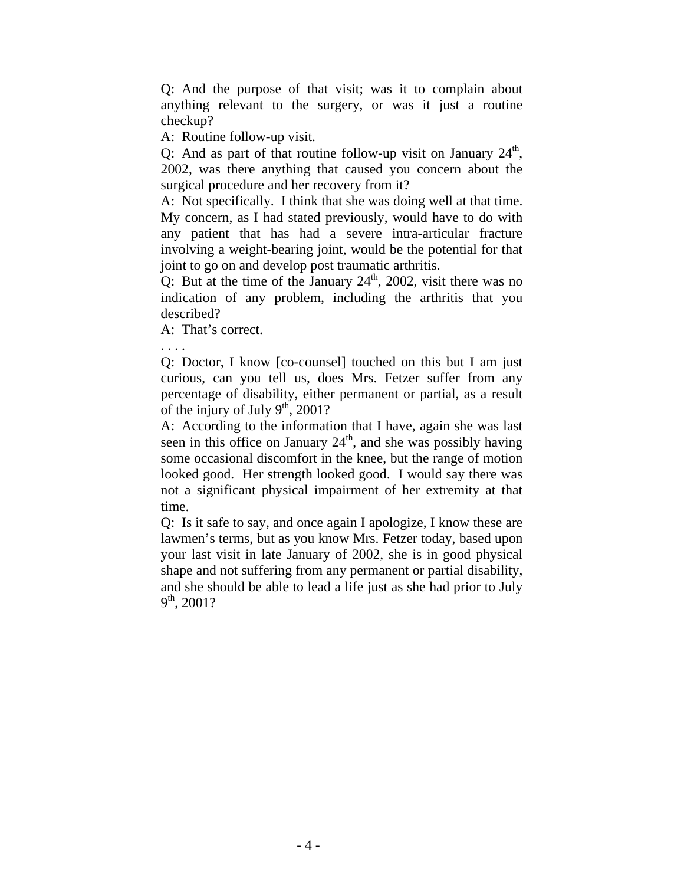Q: And the purpose of that visit; was it to complain about anything relevant to the surgery, or was it just a routine checkup?

A: Routine follow-up visit.

Q: And as part of that routine follow-up visit on January 24th, 2002, was there anything that caused you concern about the surgical procedure and her recovery from it?

A: Not specifically. I think that she was doing well at that time. My concern, as I had stated previously, would have to do with any patient that has had a severe intra-articular fracture involving a weight-bearing joint, would be the potential for that joint to go on and develop post traumatic arthritis.

Q: But at the time of the January 24th, 2002, visit there was no indication of any problem, including the arthritis that you described?

A: That's correct.

. . . .

Q: Doctor, I know [co-counsel] touched on this but I am just curious, can you tell us, does Mrs. Fetzer suffer from any percentage of disability, either permanent or partial, as a result of the injury of July 9th, 2001?

A: According to the information that I have, again she was last seen in this office on January 24th, and she was possibly having some occasional discomfort in the knee, but the range of motion looked good. Her strength looked good. I would say there was not a significant physical impairment of her extremity at that time.

Q: Is it safe to say, and once again I apologize, I know these are lawmen's terms, but as you know Mrs. Fetzer today, based upon your last visit in late January of 2002, she is in good physical shape and not suffering from any permanent or partial disability, and she should be able to lead a life just as she had prior to July 9th, 2001?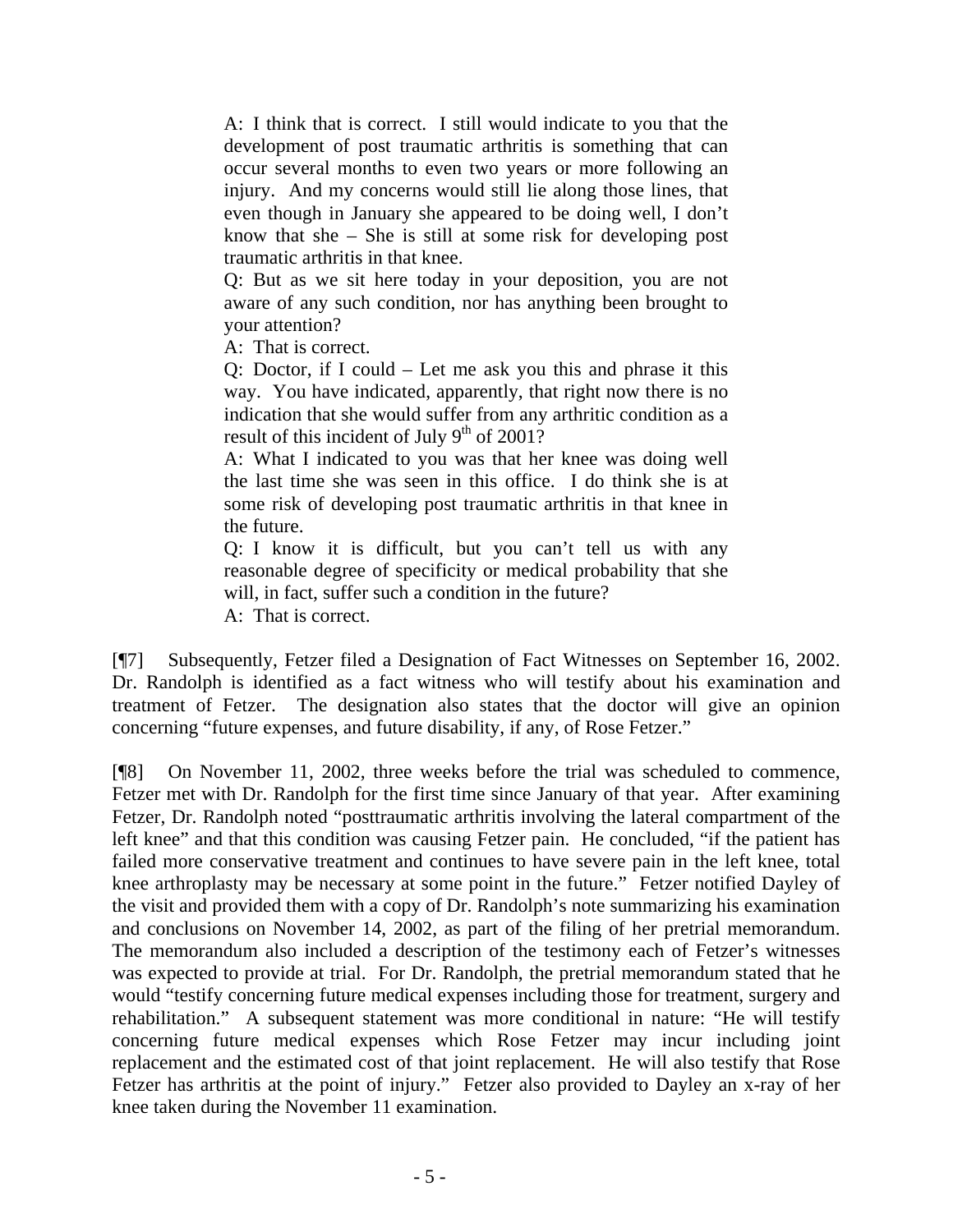> A: I think that is correct. I still would indicate to you that the development of post traumatic arthritis is something that can occur several months to even two years or more following an injury. And my concerns would still lie along those lines, that even though in January she appeared to be doing well, I don't know that she – She is still at some risk for developing post traumatic arthritis in that knee.
>
> Q: But as we sit here today in your deposition, you are not aware of any such condition, nor has anything been brought to your attention?
>
> A: That is correct.
>
> Q: Doctor, if I could – Let me ask you this and phrase it this way. You have indicated, apparently, that right now there is no indication that she would suffer from any arthritic condition as a result of this incident of July 9th of 2001?
>
> A: What I indicated to you was that her knee was doing well the last time she was seen in this office. I do think she is at some risk of developing post traumatic arthritis in that knee in the future.
>
> Q: I know it is difficult, but you can't tell us with any reasonable degree of specificity or medical probability that she will, in fact, suffer such a condition in the future?
>
> A: That is correct.

[¶7] Subsequently, Fetzer filed a Designation of Fact Witnesses on September 16, 2002. Dr. Randolph is identified as a fact witness who will testify about his examination and treatment of Fetzer. The designation also states that the doctor will give an opinion concerning "future expenses, and future disability, if any, of Rose Fetzer."

[¶8] On November 11, 2002, three weeks before the trial was scheduled to commence, Fetzer met with Dr. Randolph for the first time since January of that year. After examining Fetzer, Dr. Randolph noted "posttraumatic arthritis involving the lateral compartment of the left knee" and that this condition was causing Fetzer pain. He concluded, "if the patient has failed more conservative treatment and continues to have severe pain in the left knee, total knee arthroplasty may be necessary at some point in the future." Fetzer notified Dayley of the visit and provided them with a copy of Dr. Randolph's note summarizing his examination and conclusions on November 14, 2002, as part of the filing of her pretrial memorandum. The memorandum also included a description of the testimony each of Fetzer's witnesses was expected to provide at trial. For Dr. Randolph, the pretrial memorandum stated that he would "testify concerning future medical expenses including those for treatment, surgery and rehabilitation." A subsequent statement was more conditional in nature: "He will testify concerning future medical expenses which Rose Fetzer may incur including joint replacement and the estimated cost of that joint replacement. He will also testify that Rose Fetzer has arthritis at the point of injury." Fetzer also provided to Dayley an x-ray of her knee taken during the November 11 examination.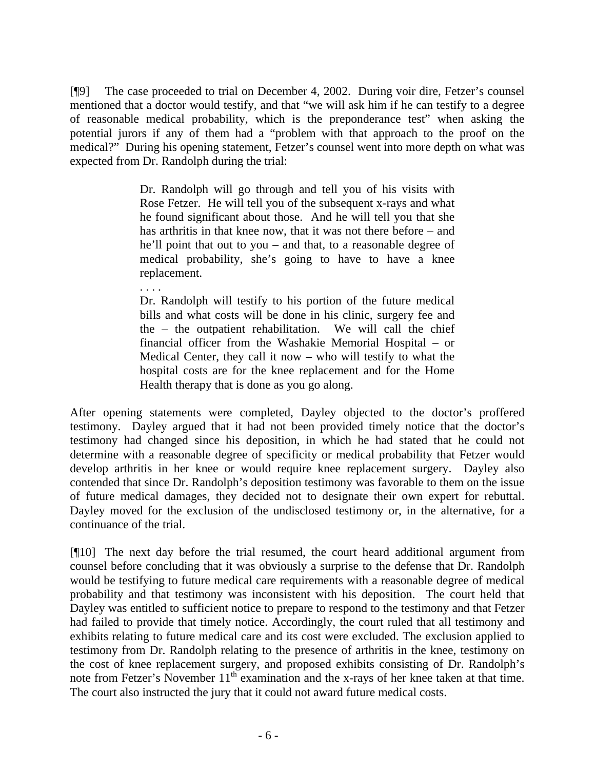[¶9] The case proceeded to trial on December 4, 2002. During voir dire, Fetzer's counsel mentioned that a doctor would testify, and that "we will ask him if he can testify to a degree of reasonable medical probability, which is the preponderance test" when asking the potential jurors if any of them had a "problem with that approach to the proof on the medical?" During his opening statement, Fetzer's counsel went into more depth on what was expected from Dr. Randolph during the trial:

> Dr. Randolph will go through and tell you of his visits with Rose Fetzer. He will tell you of the subsequent x-rays and what he found significant about those. And he will tell you that she has arthritis in that knee now, that it was not there before – and he'll point that out to you – and that, to a reasonable degree of medical probability, she's going to have to have a knee replacement.
>
> . . . .
>
> Dr. Randolph will testify to his portion of the future medical bills and what costs will be done in his clinic, surgery fee and the – the outpatient rehabilitation. We will call the chief financial officer from the Washakie Memorial Hospital – or Medical Center, they call it now – who will testify to what the hospital costs are for the knee replacement and for the Home Health therapy that is done as you go along.

After opening statements were completed, Dayley objected to the doctor's proffered testimony. Dayley argued that it had not been provided timely notice that the doctor's testimony had changed since his deposition, in which he had stated that he could not determine with a reasonable degree of specificity or medical probability that Fetzer would develop arthritis in her knee or would require knee replacement surgery. Dayley also contended that since Dr. Randolph's deposition testimony was favorable to them on the issue of future medical damages, they decided not to designate their own expert for rebuttal. Dayley moved for the exclusion of the undisclosed testimony or, in the alternative, for a continuance of the trial.

[¶10] The next day before the trial resumed, the court heard additional argument from counsel before concluding that it was obviously a surprise to the defense that Dr. Randolph would be testifying to future medical care requirements with a reasonable degree of medical probability and that testimony was inconsistent with his deposition. The court held that Dayley was entitled to sufficient notice to prepare to respond to the testimony and that Fetzer had failed to provide that timely notice. Accordingly, the court ruled that all testimony and exhibits relating to future medical care and its cost were excluded. The exclusion applied to testimony from Dr. Randolph relating to the presence of arthritis in the knee, testimony on the cost of knee replacement surgery, and proposed exhibits consisting of Dr. Randolph's note from Fetzer's November 11th examination and the x-rays of her knee taken at that time. The court also instructed the jury that it could not award future medical costs.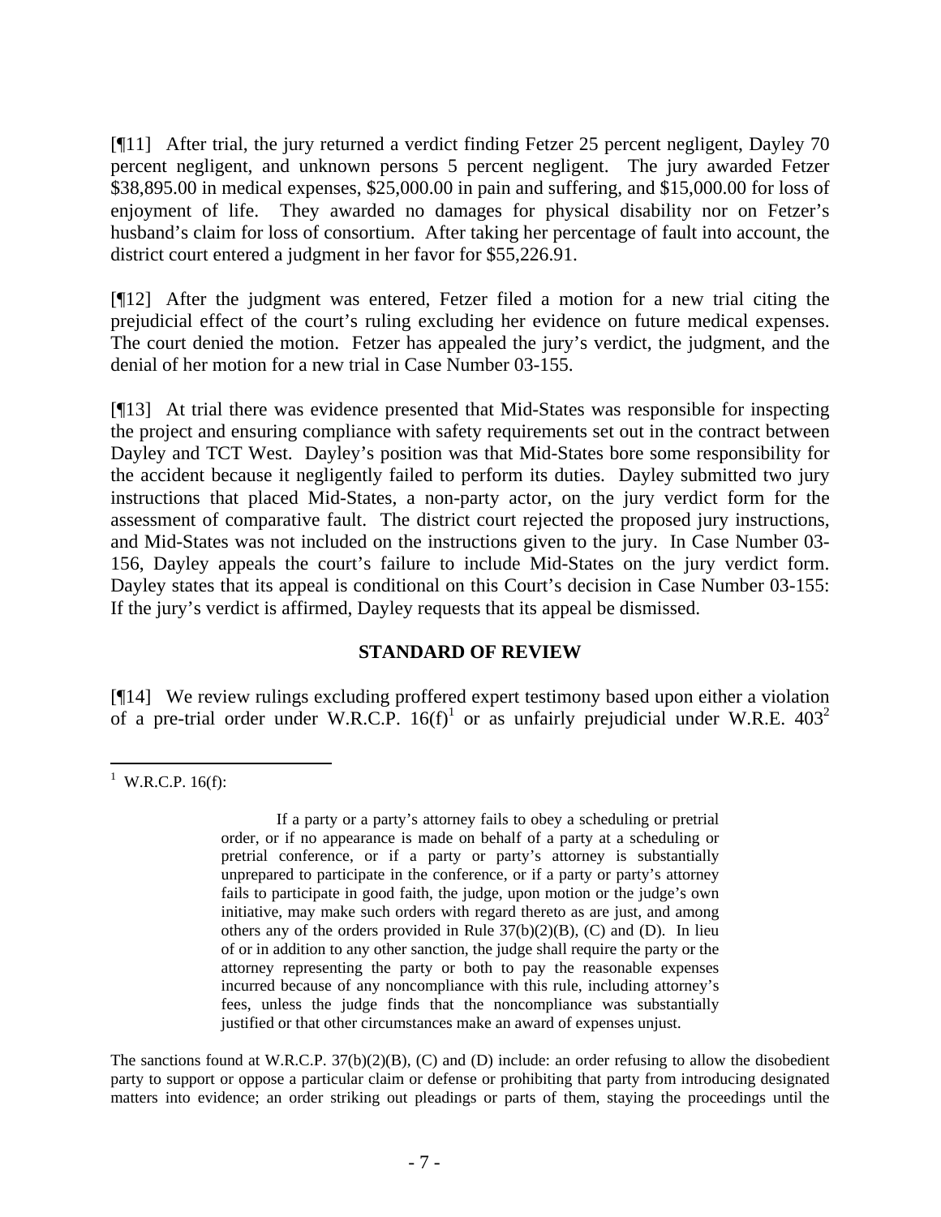[¶11] After trial, the jury returned a verdict finding Fetzer 25 percent negligent, Dayley 70 percent negligent, and unknown persons 5 percent negligent. The jury awarded Fetzer $38,895.00 in medical expenses, $25,000.00 in pain and suffering, and $15,000.00 for loss of enjoyment of life. They awarded no damages for physical disability nor on Fetzer's husband's claim for loss of consortium. After taking her percentage of fault into account, the district court entered a judgment in her favor for $55,226.91.

[¶12] After the judgment was entered, Fetzer filed a motion for a new trial citing the prejudicial effect of the court's ruling excluding her evidence on future medical expenses. The court denied the motion. Fetzer has appealed the jury's verdict, the judgment, and the denial of her motion for a new trial in Case Number 03-155.

[¶13] At trial there was evidence presented that Mid-States was responsible for inspecting the project and ensuring compliance with safety requirements set out in the contract between Dayley and TCT West. Dayley's position was that Mid-States bore some responsibility for the accident because it negligently failed to perform its duties. Dayley submitted two jury instructions that placed Mid-States, a non-party actor, on the jury verdict form for the assessment of comparative fault. The district court rejected the proposed jury instructions, and Mid-States was not included on the instructions given to the jury. In Case Number 03-156, Dayley appeals the court's failure to include Mid-States on the jury verdict form. Dayley states that its appeal is conditional on this Court's decision in Case Number 03-155: If the jury's verdict is affirmed, Dayley requests that its appeal be dismissed.

## STANDARD OF REVIEW

[¶14] We review rulings excluding proffered expert testimony based upon either a violation of a pre-trial order under W.R.C.P. 16(f)[1] or as unfairly prejudicial under W.R.E. 403[2]

---

[1] W.R.C.P. 16(f):

> If a party or a party's attorney fails to obey a scheduling or pretrial order, or if no appearance is made on behalf of a party at a scheduling or pretrial conference, or if a party or party's attorney is substantially unprepared to participate in the conference, or if a party or party's attorney fails to participate in good faith, the judge, upon motion or the judge's own initiative, may make such orders with regard thereto as are just, and among others any of the orders provided in Rule 37(b)(2)(B), (C) and (D). In lieu of or in addition to any other sanction, the judge shall require the party or the attorney representing the party or both to pay the reasonable expenses incurred because of any noncompliance with this rule, including attorney's fees, unless the judge finds that the noncompliance was substantially justified or that other circumstances make an award of expenses unjust.

The sanctions found at W.R.C.P. 37(b)(2)(B), (C) and (D) include: an order refusing to allow the disobedient party to support or oppose a particular claim or defense or prohibiting that party from introducing designated matters into evidence; an order striking out pleadings or parts of them, staying the proceedings until the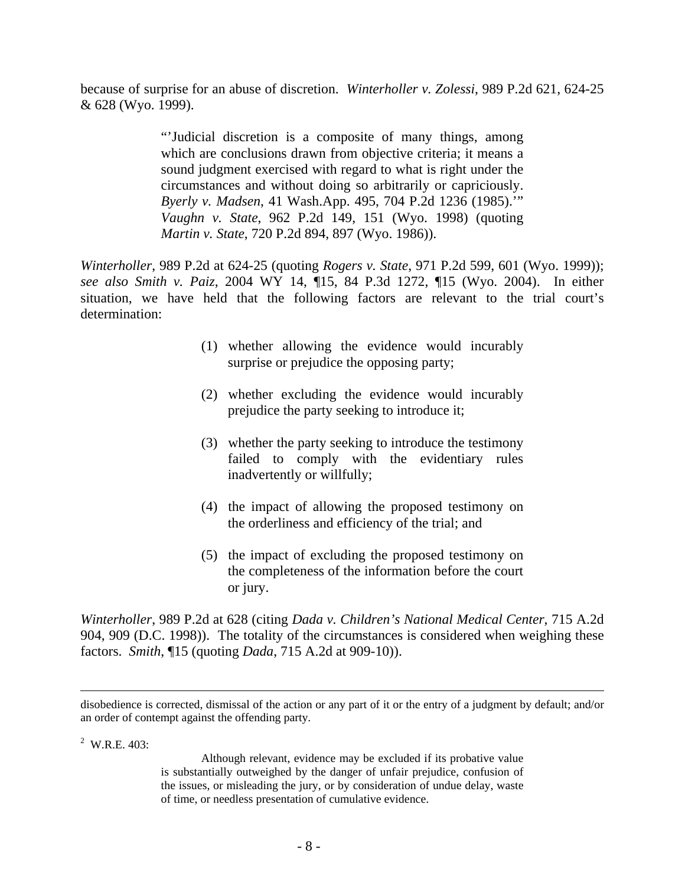because of surprise for an abuse of discretion. *Winterholler v. Zolessi*, 989 P.2d 621, 624-25 & 628 (Wyo. 1999).

> "'Judicial discretion is a composite of many things, among which are conclusions drawn from objective criteria; it means a sound judgment exercised with regard to what is right under the circumstances and without doing so arbitrarily or capriciously. *Byerly v. Madsen*, 41 Wash.App. 495, 704 P.2d 1236 (1985).'" *Vaughn v. State*, 962 P.2d 149, 151 (Wyo. 1998) (quoting *Martin v. State*, 720 P.2d 894, 897 (Wyo. 1986)).

*Winterholler*, 989 P.2d at 624-25 (quoting *Rogers v. State*, 971 P.2d 599, 601 (Wyo. 1999)); *see also Smith v. Paiz*, 2004 WY 14, ¶15, 84 P.3d 1272, ¶15 (Wyo. 2004). In either situation, we have held that the following factors are relevant to the trial court's determination:

> (1) whether allowing the evidence would incurably surprise or prejudice the opposing party;
>
> (2) whether excluding the evidence would incurably prejudice the party seeking to introduce it;
>
> (3) whether the party seeking to introduce the testimony failed to comply with the evidentiary rules inadvertently or willfully;
>
> (4) the impact of allowing the proposed testimony on the orderliness and efficiency of the trial; and
>
> (5) the impact of excluding the proposed testimony on the completeness of the information before the court or jury.

*Winterholler*, 989 P.2d at 628 (citing *Dada v. Children's National Medical Center*, 715 A.2d 904, 909 (D.C. 1998)). The totality of the circumstances is considered when weighing these factors. *Smith*, ¶15 (quoting *Dada*, 715 A.2d at 909-10)).

---

disobedience is corrected, dismissal of the action or any part of it or the entry of a judgment by default; and/or an order of contempt against the offending party.

[2] W.R.E. 403:

> Although relevant, evidence may be excluded if its probative value is substantially outweighed by the danger of unfair prejudice, confusion of the issues, or misleading the jury, or by consideration of undue delay, waste of time, or needless presentation of cumulative evidence.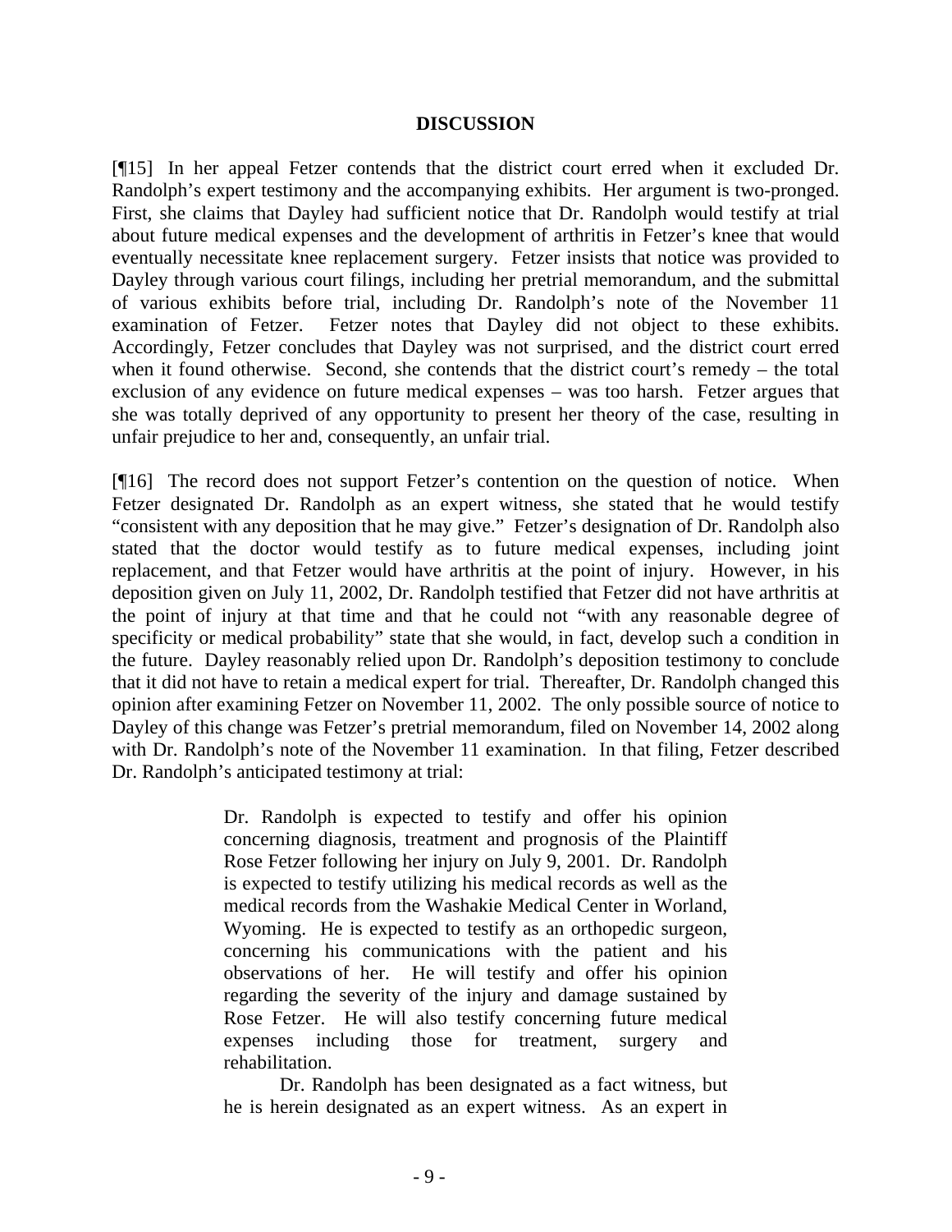**DISCUSSION**

[¶15] In her appeal Fetzer contends that the district court erred when it excluded Dr. Randolph's expert testimony and the accompanying exhibits. Her argument is two-pronged. First, she claims that Dayley had sufficient notice that Dr. Randolph would testify at trial about future medical expenses and the development of arthritis in Fetzer's knee that would eventually necessitate knee replacement surgery. Fetzer insists that notice was provided to Dayley through various court filings, including her pretrial memorandum, and the submittal of various exhibits before trial, including Dr. Randolph's note of the November 11 examination of Fetzer. Fetzer notes that Dayley did not object to these exhibits. Accordingly, Fetzer concludes that Dayley was not surprised, and the district court erred when it found otherwise. Second, she contends that the district court's remedy – the total exclusion of any evidence on future medical expenses – was too harsh. Fetzer argues that she was totally deprived of any opportunity to present her theory of the case, resulting in unfair prejudice to her and, consequently, an unfair trial.

[¶16] The record does not support Fetzer's contention on the question of notice. When Fetzer designated Dr. Randolph as an expert witness, she stated that he would testify "consistent with any deposition that he may give." Fetzer's designation of Dr. Randolph also stated that the doctor would testify as to future medical expenses, including joint replacement, and that Fetzer would have arthritis at the point of injury. However, in his deposition given on July 11, 2002, Dr. Randolph testified that Fetzer did not have arthritis at the point of injury at that time and that he could not "with any reasonable degree of specificity or medical probability" state that she would, in fact, develop such a condition in the future. Dayley reasonably relied upon Dr. Randolph's deposition testimony to conclude that it did not have to retain a medical expert for trial. Thereafter, Dr. Randolph changed this opinion after examining Fetzer on November 11, 2002. The only possible source of notice to Dayley of this change was Fetzer's pretrial memorandum, filed on November 14, 2002 along with Dr. Randolph's note of the November 11 examination. In that filing, Fetzer described Dr. Randolph's anticipated testimony at trial:

> Dr. Randolph is expected to testify and offer his opinion concerning diagnosis, treatment and prognosis of the Plaintiff Rose Fetzer following her injury on July 9, 2001. Dr. Randolph is expected to testify utilizing his medical records as well as the medical records from the Washakie Medical Center in Worland, Wyoming. He is expected to testify as an orthopedic surgeon, concerning his communications with the patient and his observations of her. He will testify and offer his opinion regarding the severity of the injury and damage sustained by Rose Fetzer. He will also testify concerning future medical expenses including those for treatment, surgery and rehabilitation.
>
> Dr. Randolph has been designated as a fact witness, but he is herein designated as an expert witness. As an expert in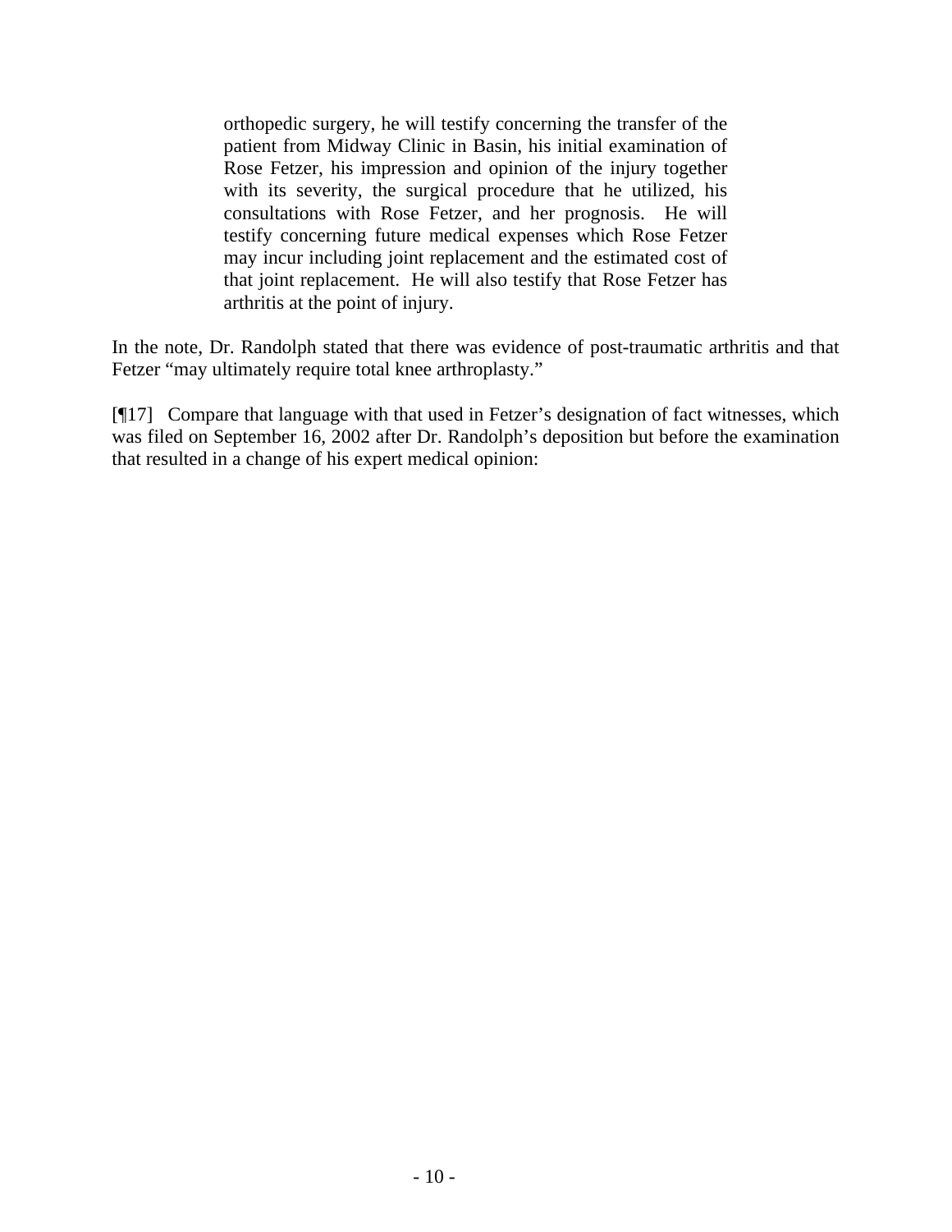> orthopedic surgery, he will testify concerning the transfer of the patient from Midway Clinic in Basin, his initial examination of Rose Fetzer, his impression and opinion of the injury together with its severity, the surgical procedure that he utilized, his consultations with Rose Fetzer, and her prognosis. He will testify concerning future medical expenses which Rose Fetzer may incur including joint replacement and the estimated cost of that joint replacement. He will also testify that Rose Fetzer has arthritis at the point of injury.

In the note, Dr. Randolph stated that there was evidence of post-traumatic arthritis and that Fetzer "may ultimately require total knee arthroplasty."

[¶17] Compare that language with that used in Fetzer's designation of fact witnesses, which was filed on September 16, 2002 after Dr. Randolph's deposition but before the examination that resulted in a change of his expert medical opinion: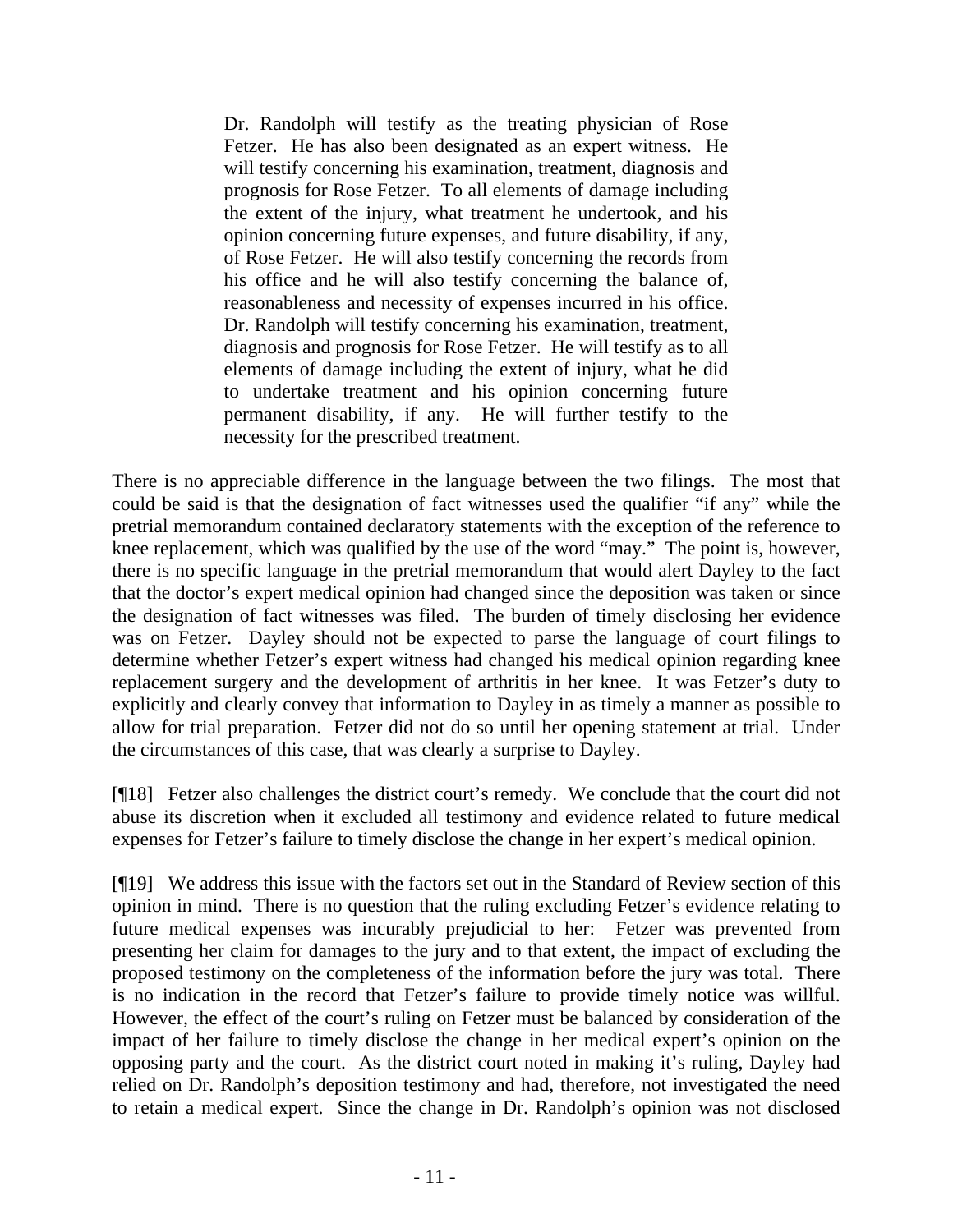> Dr. Randolph will testify as the treating physician of Rose Fetzer. He has also been designated as an expert witness. He will testify concerning his examination, treatment, diagnosis and prognosis for Rose Fetzer. To all elements of damage including the extent of the injury, what treatment he undertook, and his opinion concerning future expenses, and future disability, if any, of Rose Fetzer. He will also testify concerning the records from his office and he will also testify concerning the balance of, reasonableness and necessity of expenses incurred in his office. Dr. Randolph will testify concerning his examination, treatment, diagnosis and prognosis for Rose Fetzer. He will testify as to all elements of damage including the extent of injury, what he did to undertake treatment and his opinion concerning future permanent disability, if any. He will further testify to the necessity for the prescribed treatment.

There is no appreciable difference in the language between the two filings. The most that could be said is that the designation of fact witnesses used the qualifier "if any" while the pretrial memorandum contained declaratory statements with the exception of the reference to knee replacement, which was qualified by the use of the word "may." The point is, however, there is no specific language in the pretrial memorandum that would alert Dayley to the fact that the doctor's expert medical opinion had changed since the deposition was taken or since the designation of fact witnesses was filed. The burden of timely disclosing her evidence was on Fetzer. Dayley should not be expected to parse the language of court filings to determine whether Fetzer's expert witness had changed his medical opinion regarding knee replacement surgery and the development of arthritis in her knee. It was Fetzer's duty to explicitly and clearly convey that information to Dayley in as timely a manner as possible to allow for trial preparation. Fetzer did not do so until her opening statement at trial. Under the circumstances of this case, that was clearly a surprise to Dayley.

[¶18] Fetzer also challenges the district court's remedy. We conclude that the court did not abuse its discretion when it excluded all testimony and evidence related to future medical expenses for Fetzer's failure to timely disclose the change in her expert's medical opinion.

[¶19] We address this issue with the factors set out in the Standard of Review section of this opinion in mind. There is no question that the ruling excluding Fetzer's evidence relating to future medical expenses was incurably prejudicial to her: Fetzer was prevented from presenting her claim for damages to the jury and to that extent, the impact of excluding the proposed testimony on the completeness of the information before the jury was total. There is no indication in the record that Fetzer's failure to provide timely notice was willful. However, the effect of the court's ruling on Fetzer must be balanced by consideration of the impact of her failure to timely disclose the change in her medical expert's opinion on the opposing party and the court. As the district court noted in making it's ruling, Dayley had relied on Dr. Randolph's deposition testimony and had, therefore, not investigated the need to retain a medical expert. Since the change in Dr. Randolph's opinion was not disclosed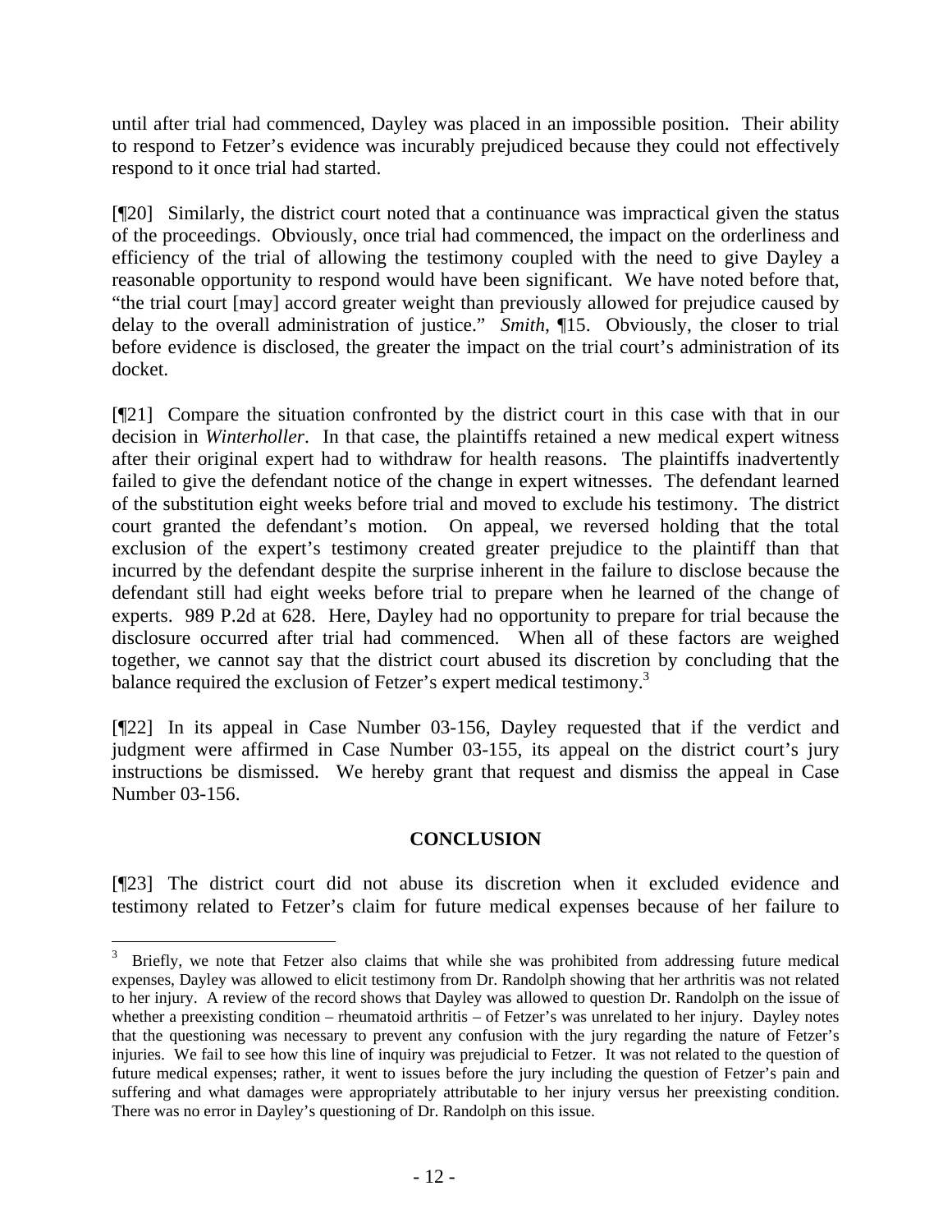until after trial had commenced, Dayley was placed in an impossible position. Their ability to respond to Fetzer's evidence was incurably prejudiced because they could not effectively respond to it once trial had started.

[¶20] Similarly, the district court noted that a continuance was impractical given the status of the proceedings. Obviously, once trial had commenced, the impact on the orderliness and efficiency of the trial of allowing the testimony coupled with the need to give Dayley a reasonable opportunity to respond would have been significant. We have noted before that, "the trial court [may] accord greater weight than previously allowed for prejudice caused by delay to the overall administration of justice." *Smith*, ¶15. Obviously, the closer to trial before evidence is disclosed, the greater the impact on the trial court's administration of its docket.

[¶21] Compare the situation confronted by the district court in this case with that in our decision in *Winterholler*. In that case, the plaintiffs retained a new medical expert witness after their original expert had to withdraw for health reasons. The plaintiffs inadvertently failed to give the defendant notice of the change in expert witnesses. The defendant learned of the substitution eight weeks before trial and moved to exclude his testimony. The district court granted the defendant's motion. On appeal, we reversed holding that the total exclusion of the expert's testimony created greater prejudice to the plaintiff than that incurred by the defendant despite the surprise inherent in the failure to disclose because the defendant still had eight weeks before trial to prepare when he learned of the change of experts. 989 P.2d at 628. Here, Dayley had no opportunity to prepare for trial because the disclosure occurred after trial had commenced. When all of these factors are weighed together, we cannot say that the district court abused its discretion by concluding that the balance required the exclusion of Fetzer's expert medical testimony.[3]

[¶22] In its appeal in Case Number 03-156, Dayley requested that if the verdict and judgment were affirmed in Case Number 03-155, its appeal on the district court's jury instructions be dismissed. We hereby grant that request and dismiss the appeal in Case Number 03-156.

## CONCLUSION

[¶23] The district court did not abuse its discretion when it excluded evidence and testimony related to Fetzer's claim for future medical expenses because of her failure to

---

[3] Briefly, we note that Fetzer also claims that while she was prohibited from addressing future medical expenses, Dayley was allowed to elicit testimony from Dr. Randolph showing that her arthritis was not related to her injury. A review of the record shows that Dayley was allowed to question Dr. Randolph on the issue of whether a preexisting condition – rheumatoid arthritis – of Fetzer's was unrelated to her injury. Dayley notes that the questioning was necessary to prevent any confusion with the jury regarding the nature of Fetzer's injuries. We fail to see how this line of inquiry was prejudicial to Fetzer. It was not related to the question of future medical expenses; rather, it went to issues before the jury including the question of Fetzer's pain and suffering and what damages were appropriately attributable to her injury versus her preexisting condition. There was no error in Dayley's questioning of Dr. Randolph on this issue.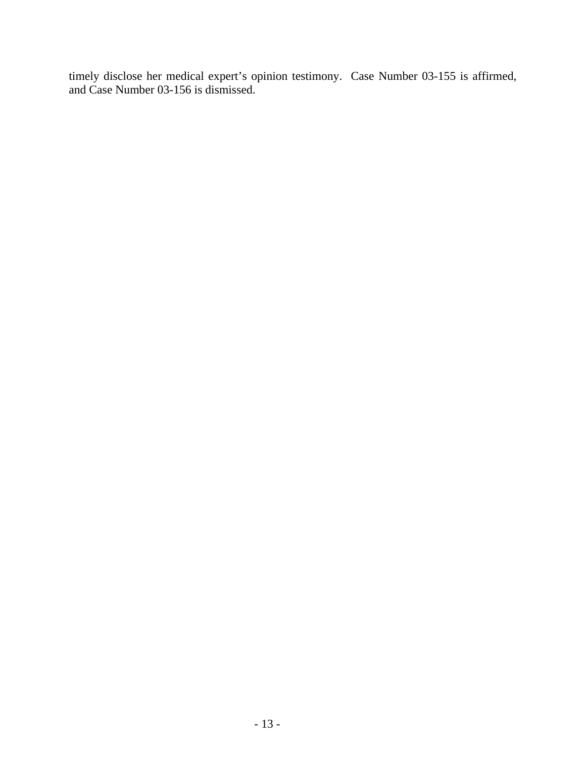timely disclose her medical expert's opinion testimony. Case Number 03-155 is affirmed, and Case Number 03-156 is dismissed.